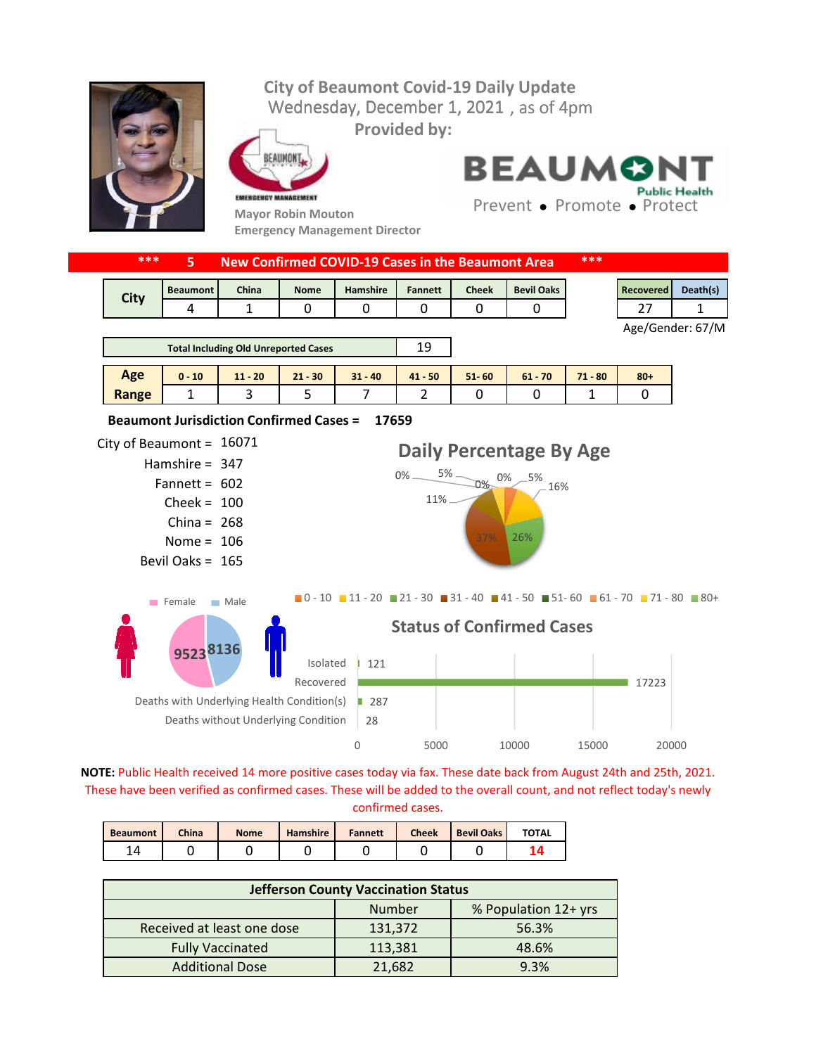# City of Beaumont Covid-19 Daily Update

Wednesday, December 1, 2021 , as of 4pm

Provided by:

Mayor Robin Mouton
Emergency Management Director

BEAUMONT Public Health
Prevent • Promote • Protect

**\*\*\* 5 New Confirmed COVID-19 Cases in the Beaumont Area \*\*\***

| City | Beaumont | China | Nome | Hamshire | Fannett | Cheek | Bevil Oaks |
|---|---|---|---|---|---|---|---|
| | 4 | 1 | 0 | 0 | 0 | 0 | 0 |

| Recovered | Death(s) |
|---|---|
| 27 | 1 |

Age/Gender: 67/M

| Total Including Old Unreported Cases | 19 |
|---|---|

| Age Range | 0 - 10 | 11 - 20 | 21 - 30 | 31 - 40 | 41 - 50 | 51- 60 | 61 - 70 | 71 - 80 | 80+ |
|---|---|---|---|---|---|---|---|---|---|
| | 1 | 3 | 5 | 7 | 2 | 0 | 0 | 1 | 0 |

**Beaumont Jurisdiction Confirmed Cases = 17659**

City of Beaumont = 16071
Hamshire = 347
Fannett = 602
Cheek = 100
China = 268
Nome = 106
Bevil Oaks = 165

## Daily Percentage By Age

0%, 5%, 0%, 0%, 5%, 16%, 11%, 37%, 26%

0 - 10 | 11 - 20 | 21 - 30 | 31 - 40 | 41 - 50 | 51- 60 | 61 - 70 | 71 - 80 | 80+

Female: 9523 | Male: 8136

## Status of Confirmed Cases

| Status | Count |
|---|---|
| Isolated | 121 |
| Recovered | 17223 |
| Deaths with Underlying Health Condition(s) | 287 |
| Deaths without Underlying Condition | 28 |

**NOTE:** Public Health received 14 more positive cases today via fax. These date back from August 24th and 25th, 2021. These have been verified as confirmed cases. These will be added to the overall count, and not reflect today's newly confirmed cases.

| Beaumont | China | Nome | Hamshire | Fannett | Cheek | Bevil Oaks | TOTAL |
|---|---|---|---|---|---|---|---|
| 14 | 0 | 0 | 0 | 0 | 0 | 0 | 14 |

| Jefferson County Vaccination Status | | |
|---|---|---|
| | Number | % Population 12+ yrs |
| Received at least one dose | 131,372 | 56.3% |
| Fully Vaccinated | 113,381 | 48.6% |
| Additional Dose | 21,682 | 9.3% |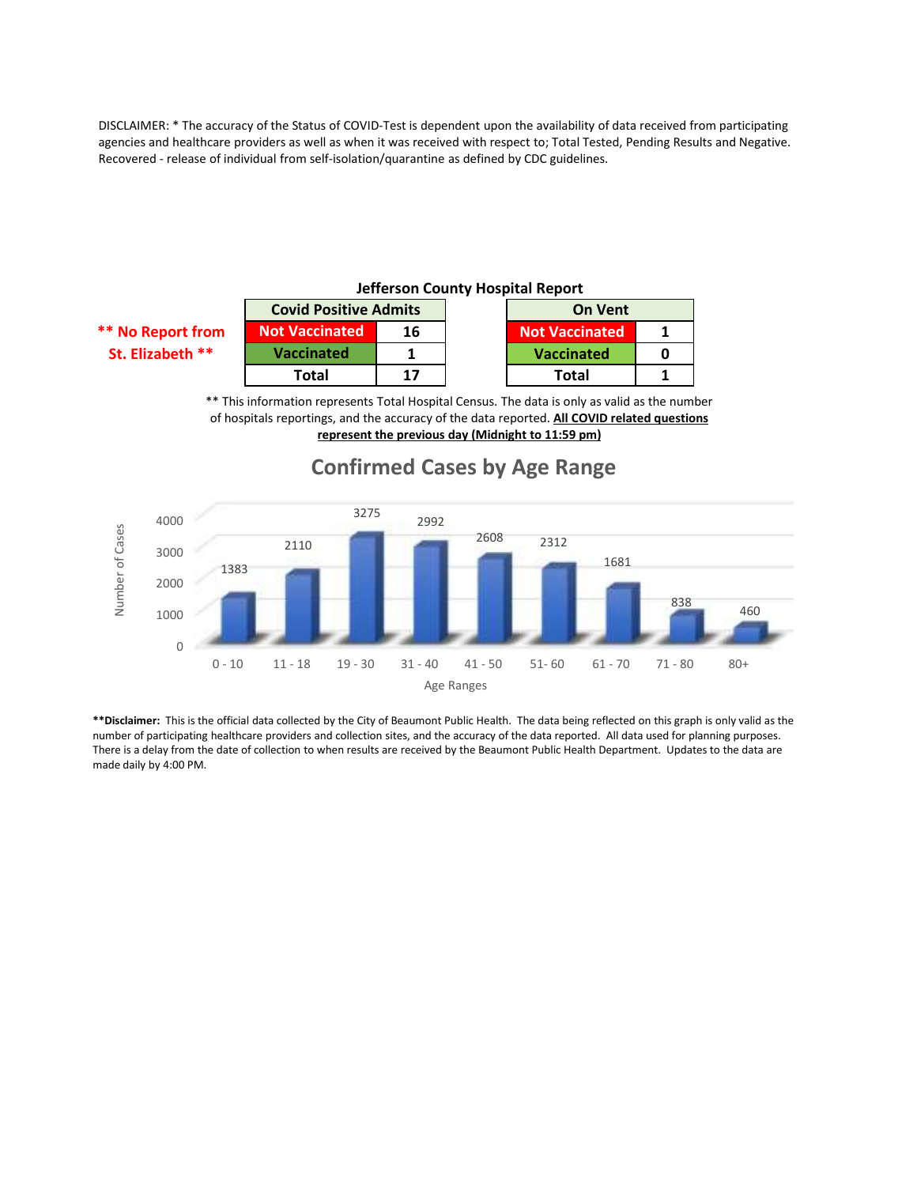DISCLAIMER: * The accuracy of the Status of COVID-Test is dependent upon the availability of data received from participating agencies and healthcare providers as well as when it was received with respect to; Total Tested, Pending Results and Negative. Recovered - release of individual from self-isolation/quarantine as defined by CDC guidelines.

## Jefferson County Hospital Report

**** No Report from St. Elizabeth ****

| Covid Positive Admits | |
|---|---|
| Not Vaccinated | 16 |
| Vaccinated | 1 |
| Total | 17 |

| On Vent | |
|---|---|
| Not Vaccinated | 1 |
| Vaccinated | 0 |
| Total | 1 |

** This information represents Total Hospital Census. The data is only as valid as the number of hospitals reportings, and the accuracy of the data reported. **All COVID related questions represent the previous day (Midnight to 11:59 pm)**

## Confirmed Cases by Age Range

Number of Cases

4000
3000
2000
1000
0

1383
2110
3275
2992
2608
2312
1681
838
460

0 - 10
11 - 18
19 - 30
31 - 40
41 - 50
51- 60
61 - 70
71 - 80
80+

Age Ranges

****Disclaimer:** This is the official data collected by the City of Beaumont Public Health. The data being reflected on this graph is only valid as the number of participating healthcare providers and collection sites, and the accuracy of the data reported. All data used for planning purposes. There is a delay from the date of collection to when results are received by the Beaumont Public Health Department. Updates to the data are made daily by 4:00 PM.